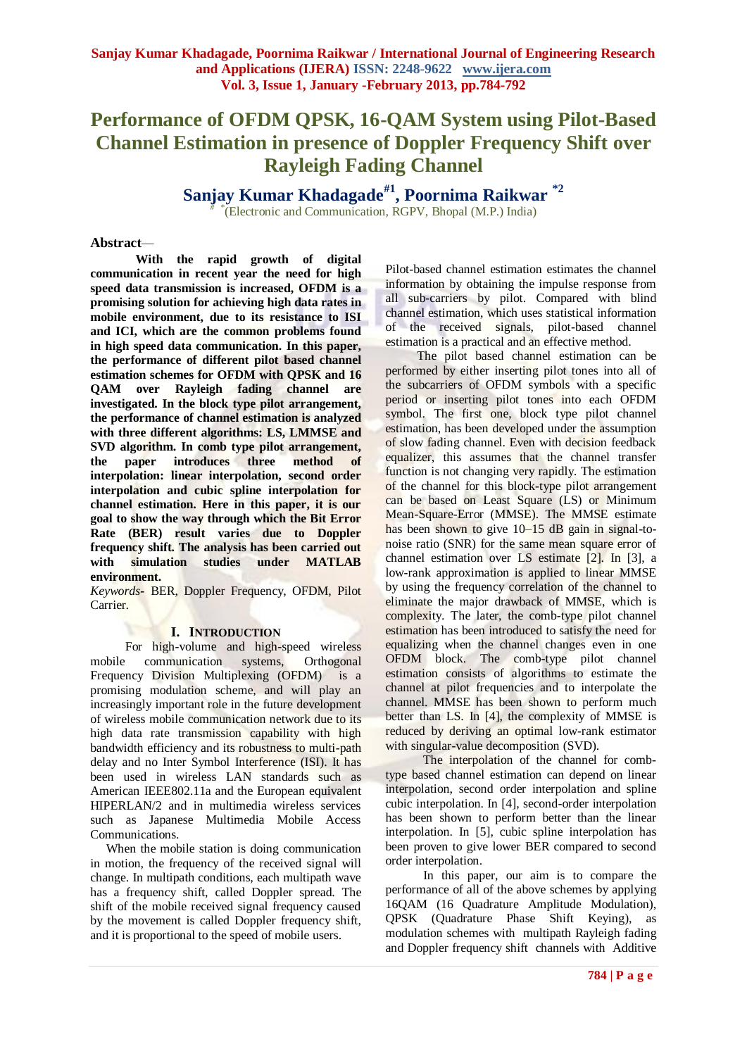# Performance of OFDM QPSK, 16-QAM System using Pilot-Based Channel Estimation in presence of Doppler Frequency Shift over Rayleigh Fading Channel

**Sanjay Kumar Khadagade[#1], Poornima Raikwar [*2]**

[# *](Electronic and Communication, RGPV, Bhopal (M.P.) India)

**Abstract—** **With the rapid growth of digital communication in recent year the need for high speed data transmission is increased, OFDM is a promising solution for achieving high data rates in mobile environment, due to its resistance to ISI and ICI, which are the common problems found in high speed data communication. In this paper, the performance of different pilot based channel estimation schemes for OFDM with QPSK and 16 QAM over Rayleigh fading channel are investigated. In the block type pilot arrangement, the performance of channel estimation is analyzed with three different algorithms: LS, LMMSE and SVD algorithm. In comb type pilot arrangement, the paper introduces three method of interpolation: linear interpolation, second order interpolation and cubic spline interpolation for channel estimation. Here in this paper, it is our goal to show the way through which the Bit Error Rate (BER) result varies due to Doppler frequency shift. The analysis has been carried out with simulation studies under MATLAB environment.**

*Keywords-* BER, Doppler Frequency, OFDM, Pilot Carrier.

## I. Introduction

For high-volume and high-speed wireless mobile communication systems, Orthogonal Frequency Division Multiplexing (OFDM) is a promising modulation scheme, and will play an increasingly important role in the future development of wireless mobile communication network due to its high data rate transmission capability with high bandwidth efficiency and its robustness to multi-path delay and no Inter Symbol Interference (ISI). It has been used in wireless LAN standards such as American IEEE802.11a and the European equivalent HIPERLAN/2 and in multimedia wireless services such as Japanese Multimedia Mobile Access Communications.

When the mobile station is doing communication in motion, the frequency of the received signal will change. In multipath conditions, each multipath wave has a frequency shift, called Doppler spread. The shift of the mobile received signal frequency caused by the movement is called Doppler frequency shift, and it is proportional to the speed of mobile users.

Pilot-based channel estimation estimates the channel information by obtaining the impulse response from all sub-carriers by pilot. Compared with blind channel estimation, which uses statistical information of the received signals, pilot-based channel estimation is a practical and an effective method.

The pilot based channel estimation can be performed by either inserting pilot tones into all of the subcarriers of OFDM symbols with a specific period or inserting pilot tones into each OFDM symbol. The first one, block type pilot channel estimation, has been developed under the assumption of slow fading channel. Even with decision feedback equalizer, this assumes that the channel transfer function is not changing very rapidly. The estimation of the channel for this block-type pilot arrangement can be based on Least Square (LS) or Minimum Mean-Square-Error (MMSE). The MMSE estimate has been shown to give 10–15 dB gain in signal-to-noise ratio (SNR) for the same mean square error of channel estimation over LS estimate [2]. In [3], a low-rank approximation is applied to linear MMSE by using the frequency correlation of the channel to eliminate the major drawback of MMSE, which is complexity. The later, the comb-type pilot channel estimation has been introduced to satisfy the need for equalizing when the channel changes even in one OFDM block. The comb-type pilot channel estimation consists of algorithms to estimate the channel at pilot frequencies and to interpolate the channel. MMSE has been shown to perform much better than LS. In [4], the complexity of MMSE is reduced by deriving an optimal low-rank estimator with singular-value decomposition (SVD).

The interpolation of the channel for comb-type based channel estimation can depend on linear interpolation, second order interpolation and spline cubic interpolation. In [4], second-order interpolation has been shown to perform better than the linear interpolation. In [5], cubic spline interpolation has been proven to give lower BER compared to second order interpolation.

In this paper, our aim is to compare the performance of all of the above schemes by applying 16QAM (16 Quadrature Amplitude Modulation), QPSK (Quadrature Phase Shift Keying), as modulation schemes with multipath Rayleigh fading and Doppler frequency shift channels with Additive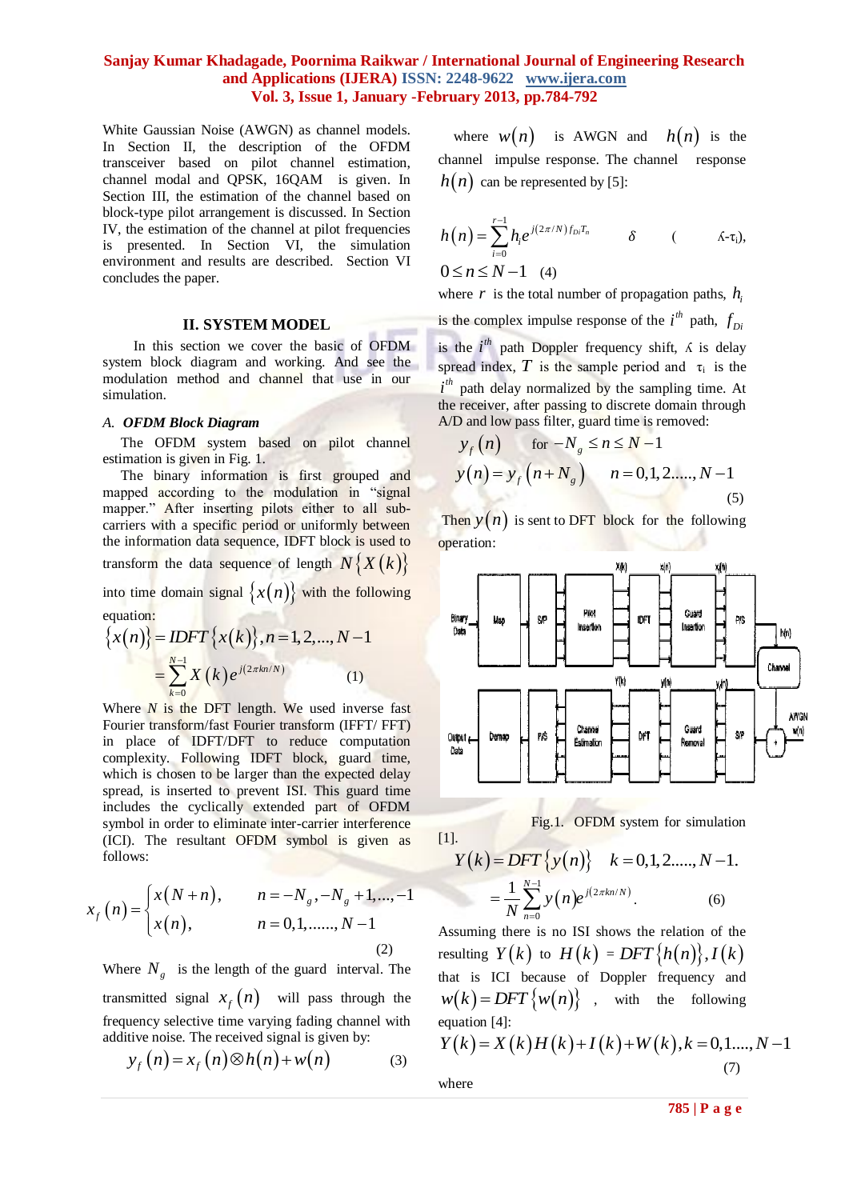White Gaussian Noise (AWGN) as channel models. In Section II, the description of the OFDM transceiver based on pilot channel estimation, channel modal and QPSK, 16QAM is given. In Section III, the estimation of the channel based on block-type pilot arrangement is discussed. In Section IV, the estimation of the channel at pilot frequencies is presented. In Section VI, the simulation environment and results are described. Section VI concludes the paper.

## II. SYSTEM MODEL

In this section we cover the basic of OFDM system block diagram and working. And see the modulation method and channel that use in our simulation.

### A. OFDM Block Diagram

The OFDM system based on pilot channel estimation is given in Fig. 1.

The binary information is first grouped and mapped according to the modulation in "signal mapper." After inserting pilots either to all sub-carriers with a specific period or uniformly between the information data sequence, IDFT block is used to transform the data sequence of length $N\{X(k)\}$ into time domain signal $\{x(n)\}$ with the following equation:

$$\{x(n)\} = IDFT\{x(k)\}, n = 1,2,...,N-1$$
$$= \sum_{k=0}^{N-1} X(k) e^{j(2\pi kn/N)} \quad (1)$$

Where $N$ is the DFT length. We used inverse fast Fourier transform/fast Fourier transform (IFFT/ FFT) in place of IDFT/DFT to reduce computation complexity. Following IDFT block, guard time, which is chosen to be larger than the expected delay spread, is inserted to prevent ISI. This guard time includes the cyclically extended part of OFDM symbol in order to eliminate inter-carrier interference (ICI). The resultant OFDM symbol is given as follows:

$$x_f(n) = \begin{cases} x(N+n), & n = -N_g, -N_g+1, ..., -1 \\ x(n), & n = 0,1, ......, N-1 \end{cases} \quad (2)$$

Where $N_g$ is the length of the guard interval. The transmitted signal $x_f(n)$ will pass through the frequency selective time varying fading channel with additive noise. The received signal is given by:

$$y_f(n) = x_f(n) \otimes h(n) + w(n) \quad (3)$$

where $w(n)$ is AWGN and $h(n)$ is the channel impulse response. The channel response $h(n)$ can be represented by [5]:

$$h(n) = \sum_{i=0}^{r-1} h_i e^{j(2\pi/N) f_{Di} T_n} \quad \delta \quad (\lambda - \tau_i),$$
$$0 \le n \le N-1 \quad (4)$$

where $r$ is the total number of propagation paths, $h_i$ is the complex impulse response of the $i^{th}$ path, $f_{Di}$ is the $i^{th}$ path Doppler frequency shift, $\lambda$ is delay spread index, $T$ is the sample period and $\tau_i$ is the $i^{th}$ path delay normalized by the sampling time. At the receiver, after passing to discrete domain through A/D and low pass filter, guard time is removed:

$$y_f(n) \quad \text{for } -N_g \le n \le N-1$$
$$y(n) = y_f(n+N_g) \quad n = 0,1,2......, N-1 \quad (5)$$

Then $y(n)$ is sent to DFT block for the following operation:

Fig.1. OFDM system for simulation [1].

$$Y(k) = DFT\{y(n)\} \quad k = 0,1,2......, N-1.$$
$$= \frac{1}{N} \sum_{n=0}^{N-1} y(n) e^{j(2\pi kn/N)}. \quad (6)$$

Assuming there is no ISI shows the relation of the resulting $Y(k)$ to $H(k) = DFT\{h(n)\}, I(k)$ that is ICI because of Doppler frequency and $w(k) = DFT\{w(n)\}$, with the following equation [4]:

$$Y(k) = X(k)H(k) + I(k) + W(k), k = 0,1...., N-1 \quad (7)$$

where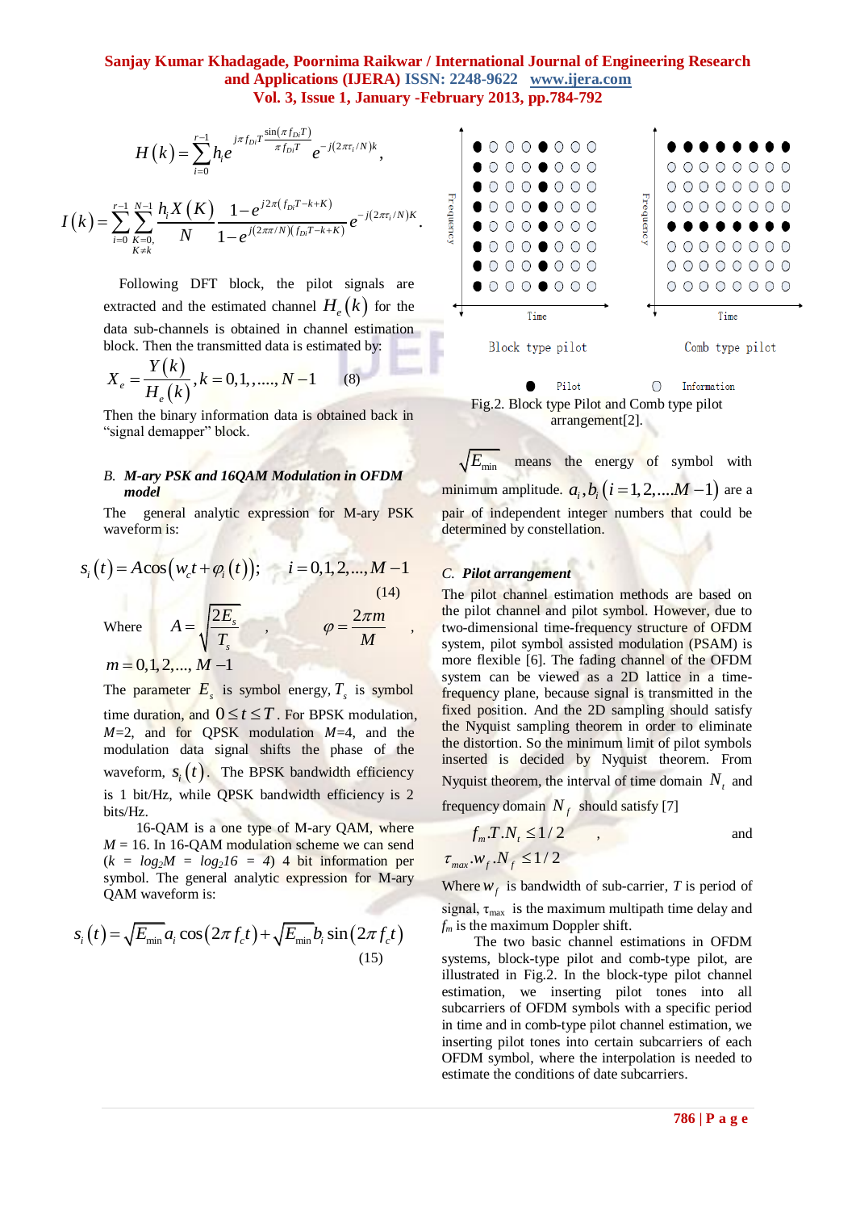$$H(k)=\sum_{i=0}^{r-1} h_i e^{j\pi f_{Di}T \frac{\sin(\pi f_{Di}T)}{\pi f_{Di}T}} e^{-j(2\pi\tau_i/N)k},$$

$$I(k)=\sum_{i=0}^{r-1}\sum_{\substack{K=0,\\K\neq k}}^{N-1} \frac{h_i X(K)}{N} \frac{1-e^{j2\pi(f_{Di}T-k+K)}}{1-e^{j(2\pi\pi/N)(f_{Di}T-k+K)}} e^{-j(2\pi\tau_i/N)K}.$$

Following DFT block, the pilot signals are extracted and the estimated channel $H_e(k)$ for the data sub-channels is obtained in channel estimation block. Then the transmitted data is estimated by:

$$X_e=\frac{Y(k)}{H_e(k)}, k=0,1,....,N-1 \qquad (8)$$

Then the binary information data is obtained back in "signal demapper" block.

## B. *M-ary PSK and 16QAM Modulation in OFDM model*

The general analytic expression for M-ary PSK waveform is:

$$s_i(t)=A\cos(w_c t+\varphi_i(t)); \qquad i=0,1,2,...,M-1 \qquad (14)$$

Where $A=\sqrt{\frac{2E_s}{T_s}}$ , $\varphi=\frac{2\pi m}{M}$ ,

$m=0,1,2,...,M-1$

The parameter $E_s$ is symbol energy, $T_s$ is symbol time duration, and $0\le t\le T$. For BPSK modulation, $M$=2, and for QPSK modulation $M$=4, and the modulation data signal shifts the phase of the waveform, $s_i(t)$. The BPSK bandwidth efficiency is 1 bit/Hz, while QPSK bandwidth efficiency is 2 bits/Hz.

16-QAM is a one type of M-ary QAM, where $M$ = 16. In 16-QAM modulation scheme we can send ($k$ = $log_2M$ = $log_2 16$ = 4) 4 bit information per symbol. The general analytic expression for M-ary QAM waveform is:

$$s_i(t)=\sqrt{E_{\min}}a_i\cos(2\pi f_c t)+\sqrt{E_{\min}}b_i\sin(2\pi f_c t) \qquad (15)$$

Block type pilot — Comb type pilot

● Pilot ○ Information

Fig.2. Block type Pilot and Comb type pilot arrangement[2].

$\sqrt{E_{\min}}$ means the energy of symbol with minimum amplitude. $a_i, b_i\ (i=1,2,....M-1)$ are a pair of independent integer numbers that could be determined by constellation.

## C. *Pilot arrangement*

The pilot channel estimation methods are based on the pilot channel and pilot symbol. However, due to two-dimensional time-frequency structure of OFDM system, pilot symbol assisted modulation (PSAM) is more flexible [6]. The fading channel of the OFDM system can be viewed as a 2D lattice in a time-frequency plane, because signal is transmitted in the fixed position. And the 2D sampling should satisfy the Nyquist sampling theorem in order to eliminate the distortion. So the minimum limit of pilot symbols inserted is decided by Nyquist theorem. From Nyquist theorem, the interval of time domain $N_t$ and frequency domain $N_f$ should satisfy [7]

$f_m.T.N_t \le 1/2$ , and $\tau_{max}.w_f.N_f \le 1/2$

Where $w_f$ is bandwidth of sub-carrier, $T$ is period of signal, $\tau_{max}$ is the maximum multipath time delay and $f_m$ is the maximum Doppler shift.

The two basic channel estimations in OFDM systems, block-type pilot and comb-type pilot, are illustrated in Fig.2. In the block-type pilot channel estimation, we inserting pilot tones into all subcarriers of OFDM symbols with a specific period in time and in comb-type pilot channel estimation, we inserting pilot tones into certain subcarriers of each OFDM symbol, where the interpolation is needed to estimate the conditions of date subcarriers.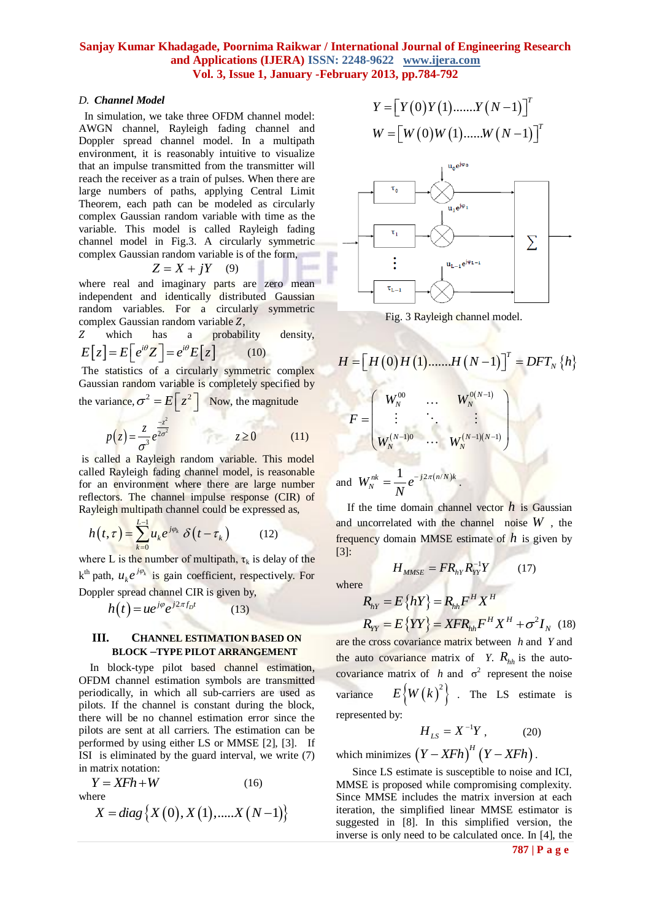### D. *Channel Model*

In simulation, we take three OFDM channel model: AWGN channel, Rayleigh fading channel and Doppler spread channel model. In a multipath environment, it is reasonably intuitive to visualize that an impulse transmitted from the transmitter will reach the receiver as a train of pulses. When there are large numbers of paths, applying Central Limit Theorem, each path can be modeled as circularly complex Gaussian random variable with time as the variable. This model is called Rayleigh fading channel model in Fig.3. A circularly symmetric complex Gaussian random variable is of the form,

$$Z = X + jY \quad (9)$$

where real and imaginary parts are zero mean independent and identically distributed Gaussian random variables. For a circularly symmetric complex Gaussian random variable $Z$,

$Z$ which has a probability density,

$$E[z] = E\left[e^{i\theta} Z\right] = e^{i\theta} E[z] \quad (10)$$

The statistics of a circularly symmetric complex Gaussian random variable is completely specified by the variance, $\sigma^2 = E\left[z^2\right]$ Now, the magnitude

$$p(z) = \frac{z}{\sigma^3} e^{\frac{-z^2}{2\sigma^2}} \qquad z \geq 0 \quad (11)$$

is called a Rayleigh random variable. This model called Rayleigh fading channel model, is reasonable for an environment where there are large number reflectors. The channel impulse response (CIR) of Rayleigh multipath channel could be expressed as,

$$h(t,\tau) = \sum_{k=0}^{L-1} u_k e^{j\varphi_k} \delta(t - \tau_k) \quad (12)$$

where L is the number of multipath, $\tau_k$ is delay of the $k^{th}$ path, $u_k e^{j\varphi_k}$ is gain coefficient, respectively. For Doppler spread channel CIR is given by,

$$h(t) = u e^{j\varphi} e^{j2\pi f_D t} \quad (13)$$

## III. Channel Estimation Based on Block –Type Pilot Arrangement

In block-type pilot based channel estimation, OFDM channel estimation symbols are transmitted periodically, in which all sub-carriers are used as pilots. If the channel is constant during the block, there will be no channel estimation error since the pilots are sent at all carriers. The estimation can be performed by using either LS or MMSE [2], [3]. If ISI is eliminated by the guard interval, we write (7) in matrix notation:

$$Y = XFh + W \quad (16)$$

where

$$X = diag\left\{X(0), X(1), .....X(N-1)\right\}$$

$$Y = \left[Y(0)Y(1).......Y(N-1)\right]^T$$

$$W = \left[W(0)W(1)......W(N-1)\right]^T$$

Fig. 3 Rayleigh channel model.

$$H = \left[H(0)H(1).......H(N-1)\right]^T = DFT_N\{h\}$$

$$F = \begin{pmatrix} W_N^{00} & \cdots & W_N^{0(N-1)} \\ \vdots & \ddots & \vdots \\ W_N^{(N-1)0} & \cdots & W_N^{(N-1)(N-1)} \end{pmatrix}$$

and $W_N^{nk} = \frac{1}{N} e^{-j2\pi(n/N)k}$.

If the time domain channel vector $h$ is Gaussian and uncorrelated with the channel noise $W$, the frequency domain MMSE estimate of $h$ is given by [3]:

$$H_{MMSE} = FR_{hY}R_{YY}^{-1}Y \quad (17)$$

where

$$R_{hY} = E\{hY\} = R_{hh}F^H X^H$$

$$R_{YY} = E\{YY\} = XFR_{hh}F^H X^H + \sigma^2 I_N \quad (18)$$

are the cross covariance matrix between $h$ and $Y$ and the auto covariance matrix of $Y$. $R_{hh}$ is the auto-covariance matrix of $h$ and $\sigma^2$ represent the noise variance $E\left\{\left|W(k)\right|^2\right\}$. The LS estimate is represented by:

$$H_{LS} = X^{-1}Y, \quad (20)$$

which minimizes $(Y - XFh)^H (Y - XFh)$.

Since LS estimate is susceptible to noise and ICI, MMSE is proposed while compromising complexity. Since MMSE includes the matrix inversion at each iteration, the simplified linear MMSE estimator is suggested in [8]. In this simplified version, the inverse is only need to be calculated once. In [4], the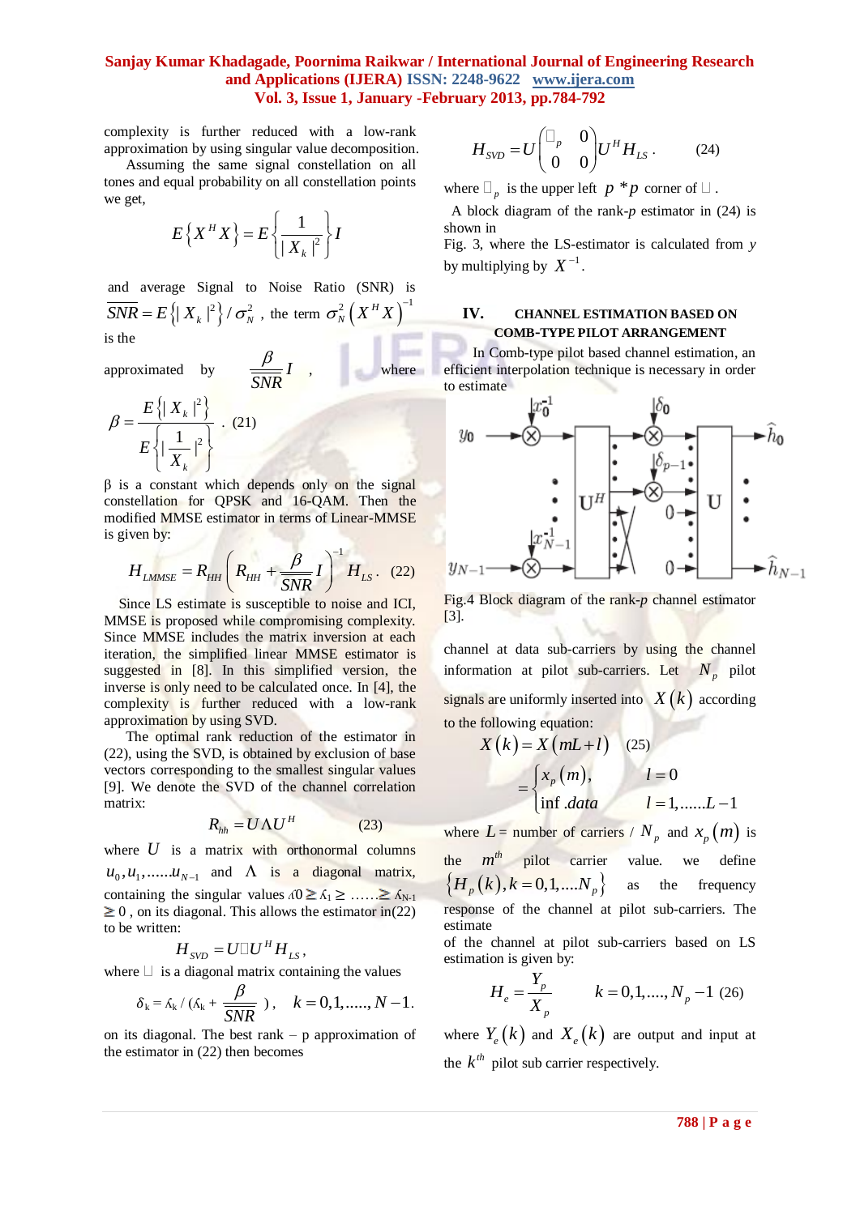complexity is further reduced with a low-rank approximation by using singular value decomposition.

Assuming the same signal constellation on all tones and equal probability on all constellation points we get,

$$E\{X^H X\} = E\left\{\frac{1}{|X_k|^2}\right\} I$$

and average Signal to Noise Ratio (SNR) is $\overline{SNR} = E\{|X_k|^2\}/\sigma_N^2$ , the term $\sigma_N^2 (X^H X)^{-1}$ is the approximated by $\frac{\beta}{\overline{SNR}} I$ , where

$$\beta = \frac{E\{|X_k|^2\}}{E\left\{|\frac{1}{X_k}|^2\right\}} . \quad (21)$$

β is a constant which depends only on the signal constellation for QPSK and 16-QAM. Then the modified MMSE estimator in terms of Linear-MMSE is given by:

$$H_{LMMSE} = R_{HH}\left(R_{HH} + \frac{\beta}{\overline{SNR}} I\right)^{-1} H_{LS} . \quad (22)$$

Since LS estimate is susceptible to noise and ICI, MMSE is proposed while compromising complexity. Since MMSE includes the matrix inversion at each iteration, the simplified linear MMSE estimator is suggested in [8]. In this simplified version, the inverse is only need to be calculated once. In [4], the complexity is further reduced with a low-rank approximation by using SVD.

The optimal rank reduction of the estimator in (22), using the SVD, is obtained by exclusion of base vectors corresponding to the smallest singular values [9]. We denote the SVD of the channel correlation matrix:

$$R_{hh} = U \Lambda U^H \quad (23)$$

where $U$ is a matrix with orthonormal columns $u_0, u_1, ......u_{N-1}$ and $\Lambda$ is a diagonal matrix, containing the singular values $\lambda_0 \geq \lambda_1 \geq ...... \geq \lambda_{N-1} \geq 0$ , on its diagonal. This allows the estimator in(22) to be written:

$$H_{SVD} = U \Delta U^H H_{LS} ,$$

where $\Delta$ is a diagonal matrix containing the values

$$\delta_k = \lambda_k / (\lambda_k + \frac{\beta}{\overline{SNR}}) , \quad k = 0,1,....., N-1.$$

on its diagonal. The best rank – p approximation of the estimator in (22) then becomes

$$H_{SVD} = U \begin{pmatrix} \Delta_p & 0 \\ 0 & 0 \end{pmatrix} U^H H_{LS} . \quad (24)$$

where $\Delta_p$ is the upper left $p * p$ corner of $\Delta$.

A block diagram of the rank-*p* estimator in (24) is shown in Fig. 3, where the LS-estimator is calculated from *y* by multiplying by $X^{-1}$.

## IV. CHANNEL ESTIMATION BASED ON COMB-TYPE PILOT ARRANGEMENT

In Comb-type pilot based channel estimation, an efficient interpolation technique is necessary in order to estimate

Fig.4 Block diagram of the rank-*p* channel estimator [3].

channel at data sub-carriers by using the channel information at pilot sub-carriers. Let $N_p$ pilot signals are uniformly inserted into $X(k)$ according to the following equation:

$$X(k) = X(mL + l) \quad (25)$$
$$= \begin{cases} x_p(m), & l = 0 \\ \inf .data & l = 1,......L-1 \end{cases}$$

where $L$ = number of carriers / $N_p$ and $x_p(m)$ is the $m^{th}$ pilot carrier value. we define $\{H_p(k), k = 0,1,....N_p\}$ as the frequency response of the channel at pilot sub-carriers. The estimate of the channel at pilot sub-carriers based on LS estimation is given by:

$$H_e = \frac{Y_p}{X_p} \qquad k = 0,1,...., N_p - 1 \quad (26)$$

where $Y_e(k)$ and $X_e(k)$ are output and input at the $k^{th}$ pilot sub carrier respectively.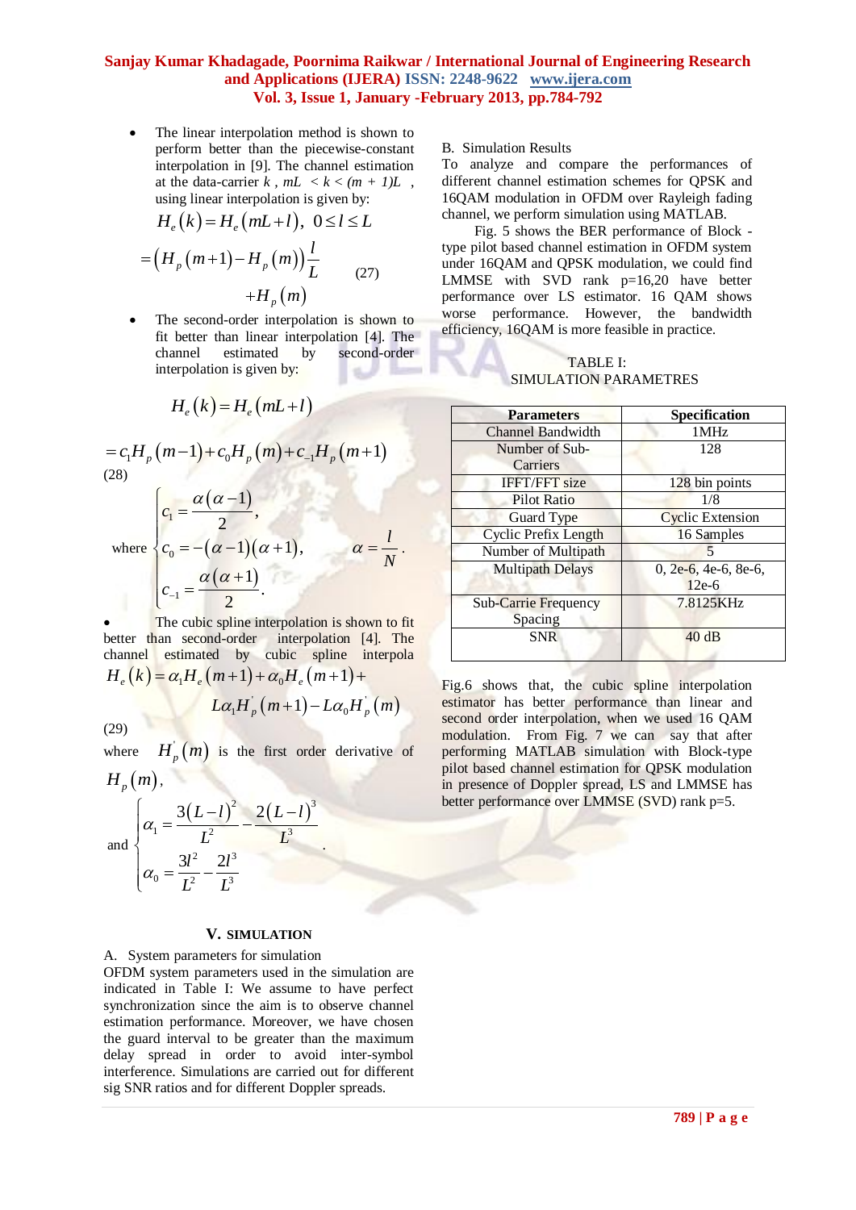- The linear interpolation method is shown to perform better than the piecewise-constant interpolation in [9]. The channel estimation at the data-carrier $k$ , $mL < k < (m+1)L$ , using linear interpolation is given by:

$$H_e(k) = H_e(mL+l), \; 0 \le l \le L$$

$$= \left(H_p(m+1) - H_p(m)\right)\frac{l}{L} + H_p(m) \tag{27}$$

- The second-order interpolation is shown to fit better than linear interpolation [4]. The channel estimated by second-order interpolation is given by:

$$H_e(k) = H_e(mL+l)$$

$$= c_1 H_p(m-1) + c_0 H_p(m) + c_{-1} H_p(m+1) \tag{28}$$

$$\text{where} \begin{cases} c_1 = \dfrac{\alpha(\alpha-1)}{2}, \\ c_0 = -(\alpha-1)(\alpha+1), \\ c_{-1} = \dfrac{\alpha(\alpha+1)}{2}. \end{cases} \qquad \alpha = \frac{l}{N}.$$

- The cubic spline interpolation is shown to fit better than second-order interpolation [4]. The channel estimated by cubic spline interpola

$$H_e(k) = \alpha_1 H_e(m+1) + \alpha_0 H_e(m+1) + L\alpha_1 H_p^{'}(m+1) - L\alpha_0 H_p^{'}(m) \tag{29}$$

where $H_p^{'}(m)$ is the first order derivative of $H_p(m)$,

$$\text{and} \begin{cases} \alpha_1 = \dfrac{3(L-l)^2}{L^2} - \dfrac{2(L-l)^3}{L^3} \\ \alpha_0 = \dfrac{3l^2}{L^2} - \dfrac{2l^3}{L^3} \end{cases}.$$

## V. SIMULATION

### A. System parameters for simulation

OFDM system parameters used in the simulation are indicated in Table I: We assume to have perfect synchronization since the aim is to observe channel estimation performance. Moreover, we have chosen the guard interval to be greater than the maximum delay spread in order to avoid inter-symbol interference. Simulations are carried out for different sig SNR ratios and for different Doppler spreads.

### B. Simulation Results

To analyze and compare the performances of different channel estimation schemes for QPSK and 16QAM modulation in OFDM over Rayleigh fading channel, we perform simulation using MATLAB.

Fig. 5 shows the BER performance of Block -type pilot based channel estimation in OFDM system under 16QAM and QPSK modulation, we could find LMMSE with SVD rank p=16,20 have better performance over LS estimator. 16 QAM shows worse performance. However, the bandwidth efficiency, 16QAM is more feasible in practice.

TABLE I:
SIMULATION PARAMETRES

| Parameters | Specification |
|---|---|
| Channel Bandwidth | 1MHz |
| Number of Sub-Carriers | 128 |
| IFFT/FFT size | 128 bin points |
| Pilot Ratio | 1/8 |
| Guard Type | Cyclic Extension |
| Cyclic Prefix Length | 16 Samples |
| Number of Multipath | 5 |
| Multipath Delays | 0, 2e-6, 4e-6, 8e-6, 12e-6 |
| Sub-Carrie Frequency Spacing | 7.8125KHz |
| SNR | 40 dB |

Fig.6 shows that, the cubic spline interpolation estimator has better performance than linear and second order interpolation, when we used 16 QAM modulation. From Fig. 7 we can say that after performing MATLAB simulation with Block-type pilot based channel estimation for QPSK modulation in presence of Doppler spread, LS and LMMSE has better performance over LMMSE (SVD) rank p=5.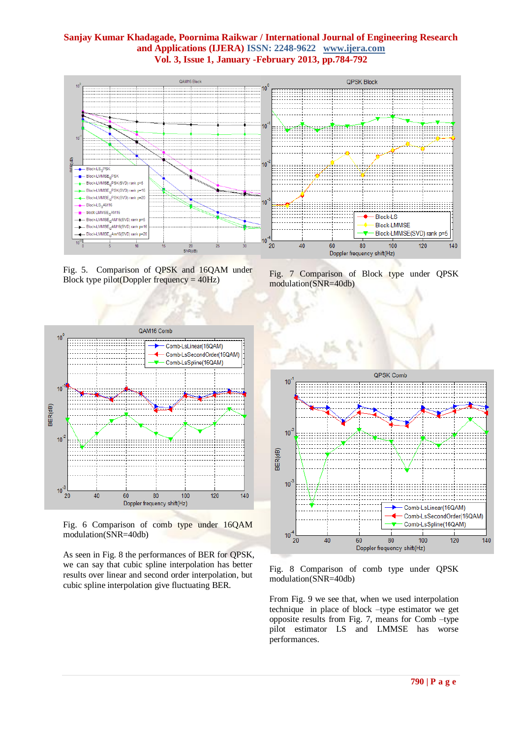Fig. 5. Comparison of QPSK and 16QAM under Block type pilot(Doppler frequency = 40Hz)

Fig. 7 Comparison of Block type under QPSK modulation(SNR=40db)

Fig. 6 Comparison of comb type under 16QAM modulation(SNR=40db)

As seen in Fig. 8 the performances of BER for QPSK, we can say that cubic spline interpolation has better results over linear and second order interpolation, but cubic spline interpolation give fluctuating BER.

Fig. 8 Comparison of comb type under QPSK modulation(SNR=40db)

From Fig. 9 we see that, when we used interpolation technique in place of block –type estimator we get opposite results from Fig. 7, means for Comb –type pilot estimator LS and LMMSE has worse performances.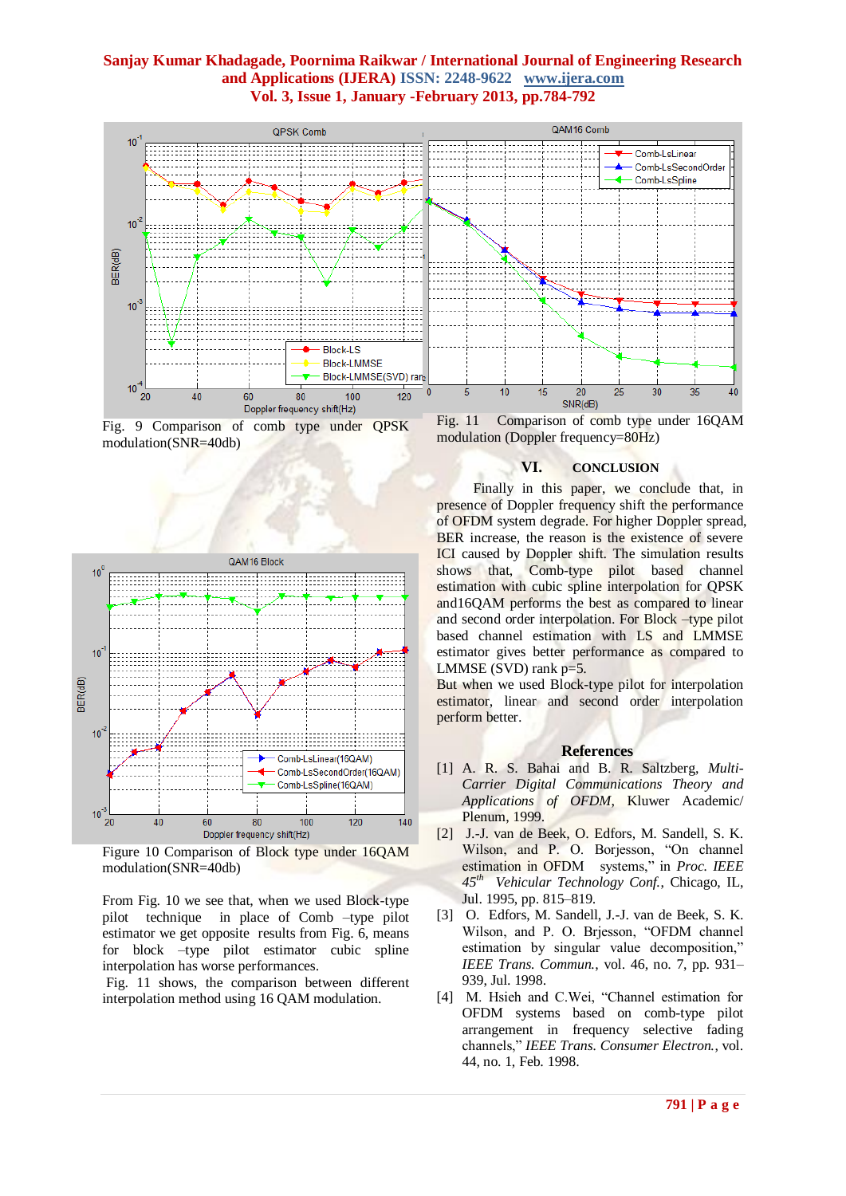Fig. 9 Comparison of comb type under QPSK modulation(SNR=40db)

Figure 10 Comparison of Block type under 16QAM modulation(SNR=40db)

From Fig. 10 we see that, when we used Block-type pilot technique in place of Comb –type pilot estimator we get opposite results from Fig. 6, means for block –type pilot estimator cubic spline interpolation has worse performances.

Fig. 11 shows, the comparison between different interpolation method using 16 QAM modulation.

Fig. 11 Comparison of comb type under 16QAM modulation (Doppler frequency=80Hz)

## VI. CONCLUSION

Finally in this paper, we conclude that, in presence of Doppler frequency shift the performance of OFDM system degrade. For higher Doppler spread, BER increase, the reason is the existence of severe ICI caused by Doppler shift. The simulation results shows that, Comb-type pilot based channel estimation with cubic spline interpolation for QPSK and16QAM performs the best as compared to linear and second order interpolation. For Block –type pilot based channel estimation with LS and LMMSE estimator gives better performance as compared to LMMSE (SVD) rank p=5.

But when we used Block-type pilot for interpolation estimator, linear and second order interpolation perform better.

## References

[1] A. R. S. Bahai and B. R. Saltzberg, *Multi-Carrier Digital Communications Theory and Applications of OFDM*, Kluwer Academic/ Plenum, 1999.

[2] J.-J. van de Beek, O. Edfors, M. Sandell, S. K. Wilson, and P. O. Borjesson, "On channel estimation in OFDM systems," in *Proc. IEEE 45th Vehicular Technology Conf.*, Chicago, IL, Jul. 1995, pp. 815–819.

[3] O. Edfors, M. Sandell, J.-J. van de Beek, S. K. Wilson, and P. O. Brjesson, "OFDM channel estimation by singular value decomposition," *IEEE Trans. Commun.*, vol. 46, no. 7, pp. 931–939, Jul. 1998.

[4] M. Hsieh and C.Wei, "Channel estimation for OFDM systems based on comb-type pilot arrangement in frequency selective fading channels," *IEEE Trans. Consumer Electron.*, vol. 44, no. 1, Feb. 1998.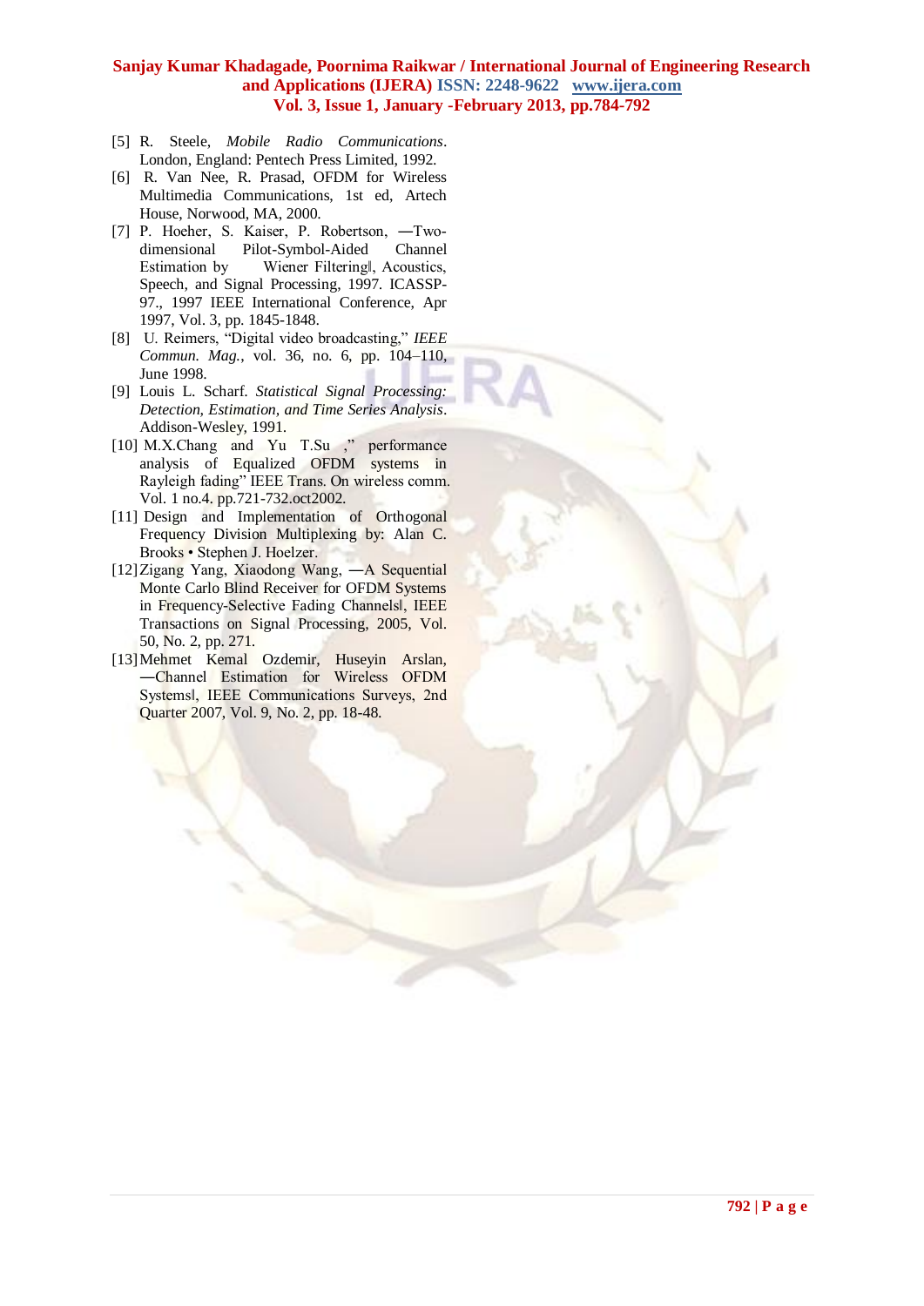[5] R. Steele, *Mobile Radio Communications*. London, England: Pentech Press Limited, 1992.

[6] R. Van Nee, R. Prasad, OFDM for Wireless Multimedia Communications, 1st ed, Artech House, Norwood, MA, 2000.

[7] P. Hoeher, S. Kaiser, P. Robertson, ―Two-dimensional Pilot-Symbol-Aided Channel Estimation by Wiener Filtering‖, Acoustics, Speech, and Signal Processing, 1997. ICASSP-97., 1997 IEEE International Conference, Apr 1997, Vol. 3, pp. 1845-1848.

[8] U. Reimers, "Digital video broadcasting," *IEEE Commun. Mag.*, vol. 36, no. 6, pp. 104–110, June 1998.

[9] Louis L. Scharf. *Statistical Signal Processing: Detection, Estimation, and Time Series Analysis*. Addison-Wesley, 1991.

[10] M.X.Chang and Yu T.Su ," performance analysis of Equalized OFDM systems in Rayleigh fading" IEEE Trans. On wireless comm. Vol. 1 no.4. pp.721-732.oct2002.

[11] Design and Implementation of Orthogonal Frequency Division Multiplexing by: Alan C. Brooks • Stephen J. Hoelzer.

[12] Zigang Yang, Xiaodong Wang, ―A Sequential Monte Carlo Blind Receiver for OFDM Systems in Frequency-Selective Fading Channels‖, IEEE Transactions on Signal Processing, 2005, Vol. 50, No. 2, pp. 271.

[13] Mehmet Kemal Ozdemir, Huseyin Arslan, ―Channel Estimation for Wireless OFDM Systems‖, IEEE Communications Surveys, 2nd Quarter 2007, Vol. 9, No. 2, pp. 18-48.